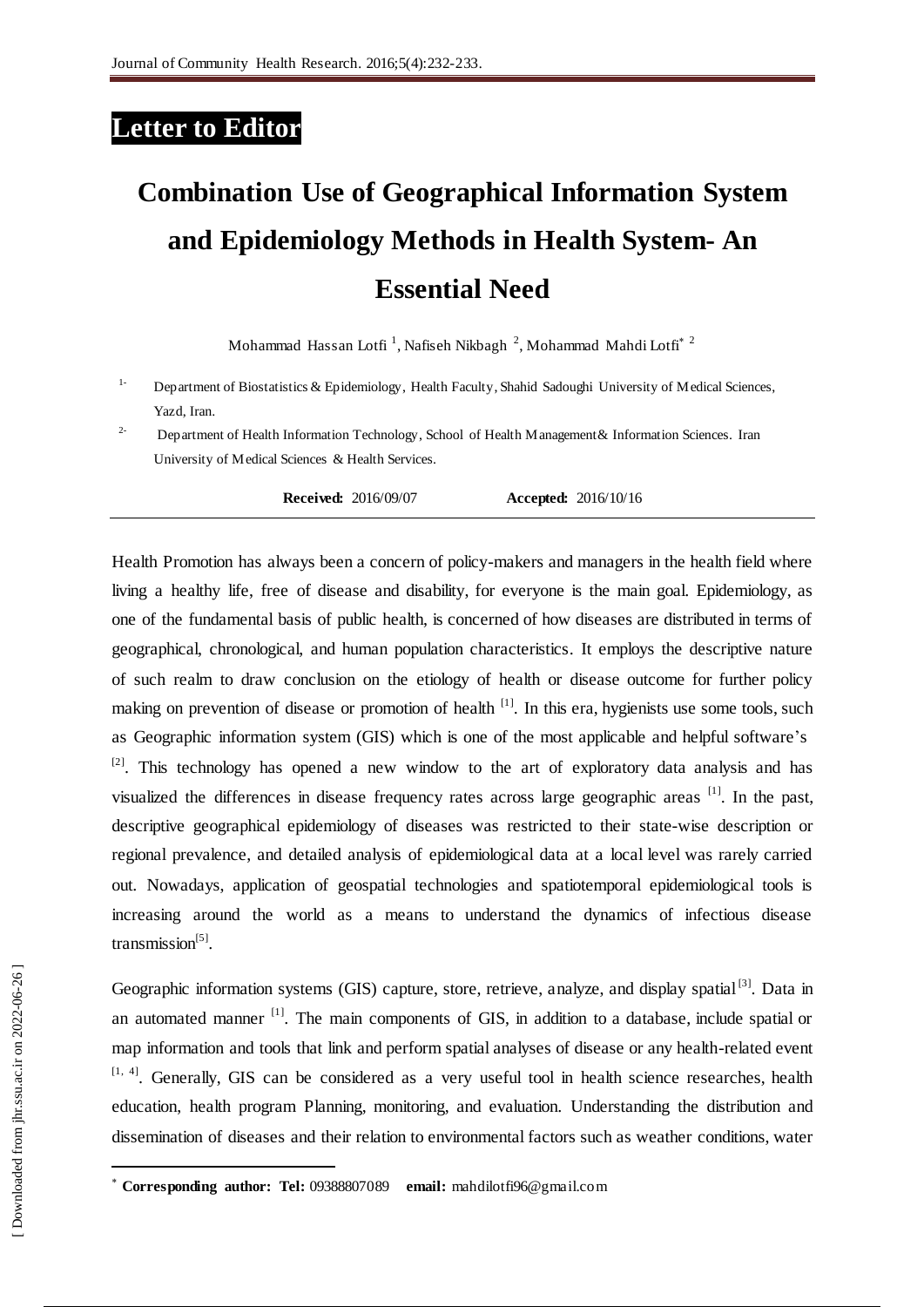**Letter to Editor**

# Combination Use of Geographical Information System and Epidemiology Methods in Health System- An Essential Need

Mohammad Hassan Lotfi [1], Nafiseh Nikbagh [2], Mohammad Mahdi Lotfi* [2]

1- Department of Biostatistics & Epidemiology, Health Faculty, Shahid Sadoughi University of Medical Sciences, Yazd, Iran.

2- Department of Health Information Technology, School of Health Management& Information Sciences. Iran University of Medical Sciences & Health Services.

**Received:** 2016/09/07 **Accepted:** 2016/10/16

Health Promotion has always been a concern of policy-makers and managers in the health field where living a healthy life, free of disease and disability, for everyone is the main goal. Epidemiology, as one of the fundamental basis of public health, is concerned of how diseases are distributed in terms of geographical, chronological, and human population characteristics. It employs the descriptive nature of such realm to draw conclusion on the etiology of health or disease outcome for further policy making on prevention of disease or promotion of health [1]. In this era, hygienists use some tools, such as Geographic information system (GIS) which is one of the most applicable and helpful software's [2]. This technology has opened a new window to the art of exploratory data analysis and has visualized the differences in disease frequency rates across large geographic areas [1]. In the past, descriptive geographical epidemiology of diseases was restricted to their state-wise description or regional prevalence, and detailed analysis of epidemiological data at a local level was rarely carried out. Nowadays, application of geospatial technologies and spatiotemporal epidemiological tools is increasing around the world as a means to understand the dynamics of infectious disease transmission[5].

Geographic information systems (GIS) capture, store, retrieve, analyze, and display spatial[3]. Data in an automated manner [1]. The main components of GIS, in addition to a database, include spatial or map information and tools that link and perform spatial analyses of disease or any health-related event [1, 4]. Generally, GIS can be considered as a very useful tool in health science researches, health education, health program Planning, monitoring, and evaluation. Understanding the distribution and dissemination of diseases and their relation to environmental factors such as weather conditions, water

\* **Corresponding author: Tel:** 09388807089 **email:** mahdilotfi96@gmail.com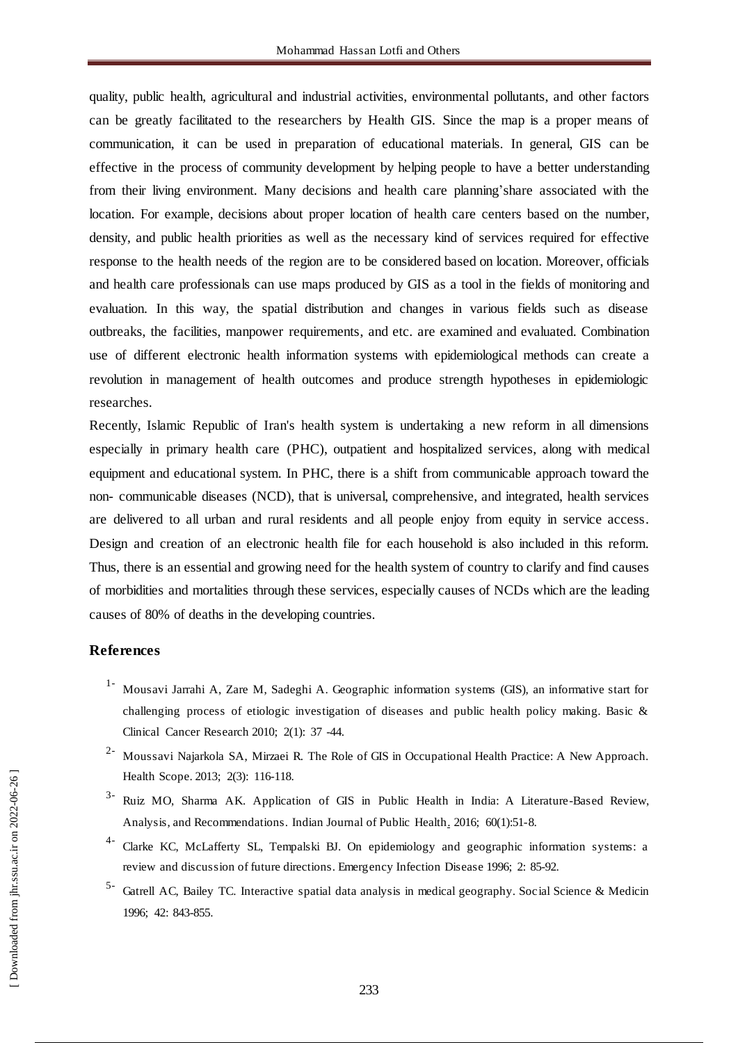quality, public health, agricultural and industrial activities, environmental pollutants, and other factors can be greatly facilitated to the researchers by Health GIS. Since the map is a proper means of communication, it can be used in preparation of educational materials. In general, GIS can be effective in the process of community development by helping people to have a better understanding from their living environment. Many decisions and health care planning'share associated with the location. For example, decisions about proper location of health care centers based on the number, density, and public health priorities as well as the necessary kind of services required for effective response to the health needs of the region are to be considered based on location. Moreover, officials and health care professionals can use maps produced by GIS as a tool in the fields of monitoring and evaluation. In this way, the spatial distribution and changes in various fields such as disease outbreaks, the facilities, manpower requirements, and etc. are examined and evaluated. Combination use of different electronic health information systems with epidemiological methods can create a revolution in management of health outcomes and produce strength hypotheses in epidemiologic researches.

Recently, Islamic Republic of Iran's health system is undertaking a new reform in all dimensions especially in primary health care (PHC), outpatient and hospitalized services, along with medical equipment and educational system. In PHC, there is a shift from communicable approach toward the non- communicable diseases (NCD), that is universal, comprehensive, and integrated, health services are delivered to all urban and rural residents and all people enjoy from equity in service access. Design and creation of an electronic health file for each household is also included in this reform. Thus, there is an essential and growing need for the health system of country to clarify and find causes of morbidities and mortalities through these services, especially causes of NCDs which are the leading causes of 80% of deaths in the developing countries.

## References

1- Mousavi Jarrahi A, Zare M, Sadeghi A. Geographic information systems (GIS), an informative start for challenging process of etiologic investigation of diseases and public health policy making. Basic & Clinical Cancer Research 2010; 2(1): 37 -44.

2- Moussavi Najarkola SA, Mirzaei R. The Role of GIS in Occupational Health Practice: A New Approach. Health Scope. 2013; 2(3): 116-118.

3- Ruiz MO, Sharma AK. Application of GIS in Public Health in India: A Literature-Based Review, Analysis, and Recommendations. Indian Journal of Public Health. 2016; 60(1):51-8.

4- Clarke KC, McLafferty SL, Tempalski BJ. On epidemiology and geographic information systems: a review and discussion of future directions. Emergency Infection Disease 1996; 2: 85-92.

5- Gatrell AC, Bailey TC. Interactive spatial data analysis in medical geography. Social Science & Medicin 1996; 42: 843-855.